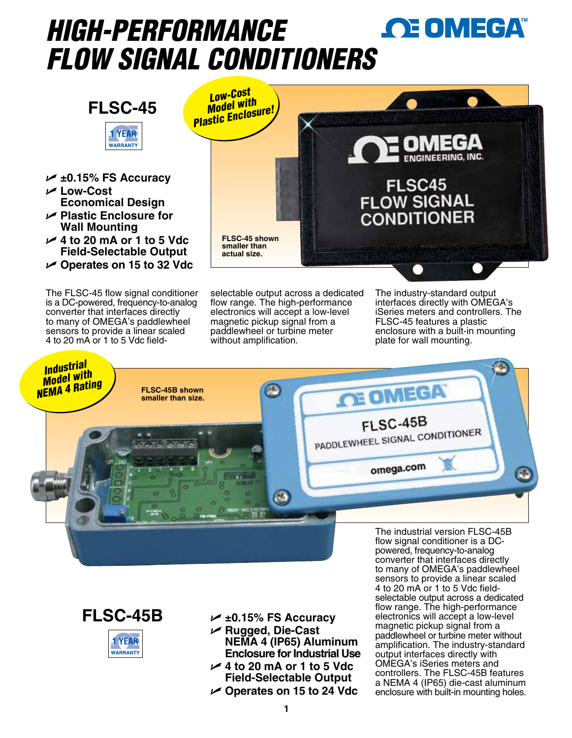# HIGH-PERFORMANCE FLOW SIGNAL CONDITIONERS

OMEGA

## FLSC-45

1 YEAR WARRANTY

**Low-Cost Model with Plastic Enclosure!**

- **±0.15% FS Accuracy**
- **Low-Cost Economical Design**
- **Plastic Enclosure for Wall Mounting**
- **4 to 20 mA or 1 to 5 Vdc Field-Selectable Output**
- **Operates on 15 to 32 Vdc**

**FLSC-45 shown smaller than actual size.**

The FLSC-45 flow signal conditioner is a DC-powered, frequency-to-analog converter that interfaces directly to many of OMEGA's paddlewheel sensors to provide a linear scaled 4 to 20 mA or 1 to 5 Vdc field-selectable output across a dedicated flow range. The high-performance electronics will accept a low-level magnetic pickup signal from a paddlewheel or turbine meter without amplification. The industry-standard output interfaces directly with OMEGA's iSeries meters and controllers. The FLSC-45 features a plastic enclosure with a built-in mounting plate for wall mounting.

**Industrial Model with NEMA 4 Rating**

**FLSC-45B shown smaller than size.**

## FLSC-45B

1 YEAR WARRANTY

- **±0.15% FS Accuracy**
- **Rugged, Die-Cast NEMA 4 (IP65) Aluminum Enclosure for Industrial Use**
- **4 to 20 mA or 1 to 5 Vdc Field-Selectable Output**
- **Operates on 15 to 24 Vdc**

The industrial version FLSC-45B flow signal conditioner is a DC-powered, frequency-to-analog converter that interfaces directly to many of OMEGA's paddlewheel sensors to provide a linear scaled 4 to 20 mA or 1 to 5 Vdc field-selectable output across a dedicated flow range. The high-performance electronics will accept a low-level magnetic pickup signal from a paddlewheel or turbine meter without amplification. The industry-standard output interfaces directly with OMEGA's iSeries meters and controllers. The FLSC-45B features a NEMA 4 (IP65) die-cast aluminum enclosure with built-in mounting holes.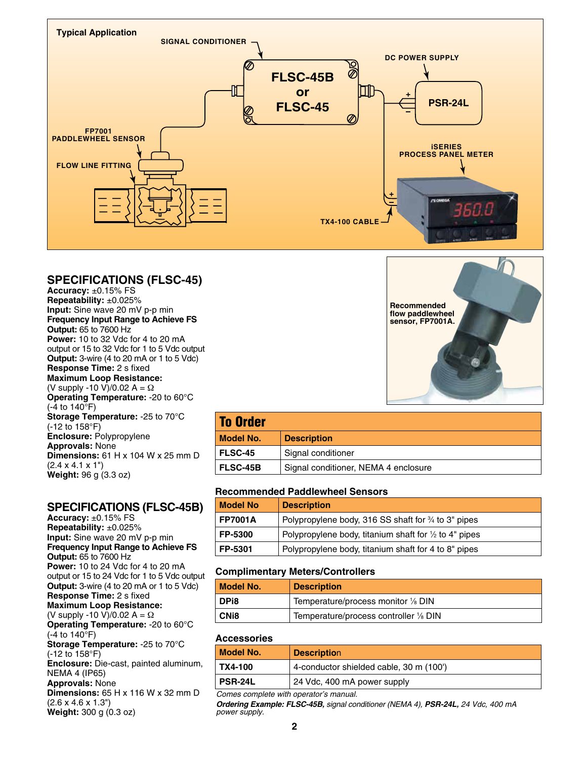**Typical Application**

SIGNAL CONDITIONER

FLSC-45B or FLSC-45

DC POWER SUPPLY

PSR-24L

FP7001 PADDLEWHEEL SENSOR

FLOW LINE FITTING

iSERIES PROCESS PANEL METER

TX4-100 CABLE

## SPECIFICATIONS (FLSC-45)

**Accuracy:** ±0.15% FS
**Repeatability:** ±0.025%
**Input:** Sine wave 20 mV p-p min
**Frequency Input Range to Achieve FS Output:** 65 to 7600 Hz
**Power:** 10 to 32 Vdc for 4 to 20 mA output or 15 to 32 Vdc for 1 to 5 Vdc output
**Output:** 3-wire (4 to 20 mA or 1 to 5 Vdc)
**Response Time:** 2 s fixed
**Maximum Loop Resistance:** (V supply -10 V)/0.02 A = Ω
**Operating Temperature:** -20 to 60°C (-4 to 140°F)
**Storage Temperature:** -25 to 70°C (-12 to 158°F)
**Enclosure:** Polypropylene
**Approvals:** None
**Dimensions:** 61 H x 104 W x 25 mm D (2.4 x 4.1 x 1")
**Weight:** 96 g (3.3 oz)

## SPECIFICATIONS (FLSC-45B)

**Accuracy:** ±0.15% FS
**Repeatability:** ±0.025%
**Input:** Sine wave 20 mV p-p min
**Frequency Input Range to Achieve FS Output:** 65 to 7600 Hz
**Power:** 10 to 24 Vdc for 4 to 20 mA output or 15 to 24 Vdc for 1 to 5 Vdc output
**Output:** 3-wire (4 to 20 mA or 1 to 5 Vdc)
**Response Time:** 2 s fixed
**Maximum Loop Resistance:** (V supply -10 V)/0.02 A = Ω
**Operating Temperature:** -20 to 60°C (-4 to 140°F)
**Storage Temperature:** -25 to 70°C (-12 to 158°F)
**Enclosure:** Die-cast, painted aluminum, NEMA 4 (IP65)
**Approvals:** None
**Dimensions:** 65 H x 116 W x 32 mm D (2.6 x 4.6 x 1.3")
**Weight:** 300 g (0.3 oz)

Recommended flow paddlewheel sensor, FP7001A.

## To Order

| Model No. | Description |
|---|---|
| FLSC-45 | Signal conditioner |
| FLSC-45B | Signal conditioner, NEMA 4 enclosure |

### Recommended Paddlewheel Sensors

| Model No | Description |
|---|---|
| FP7001A | Polypropylene body, 316 SS shaft for ¾ to 3" pipes |
| FP-5300 | Polypropylene body, titanium shaft for ½ to 4" pipes |
| FP-5301 | Polypropylene body, titanium shaft for 4 to 8" pipes |

### Complimentary Meters/Controllers

| Model No. | Description |
|---|---|
| DPi8 | Temperature/process monitor ⅛ DIN |
| CNi8 | Temperature/process controller ⅛ DIN |

### Accessories

| Model No. | Description |
|---|---|
| TX4-100 | 4-conductor shielded cable, 30 m (100') |
| PSR-24L | 24 Vdc, 400 mA power supply |

*Comes complete with operator's manual.*

***Ordering Example: FLSC-45B,** signal conditioner (NEMA 4), **PSR-24L,** 24 Vdc, 400 mA power supply.*